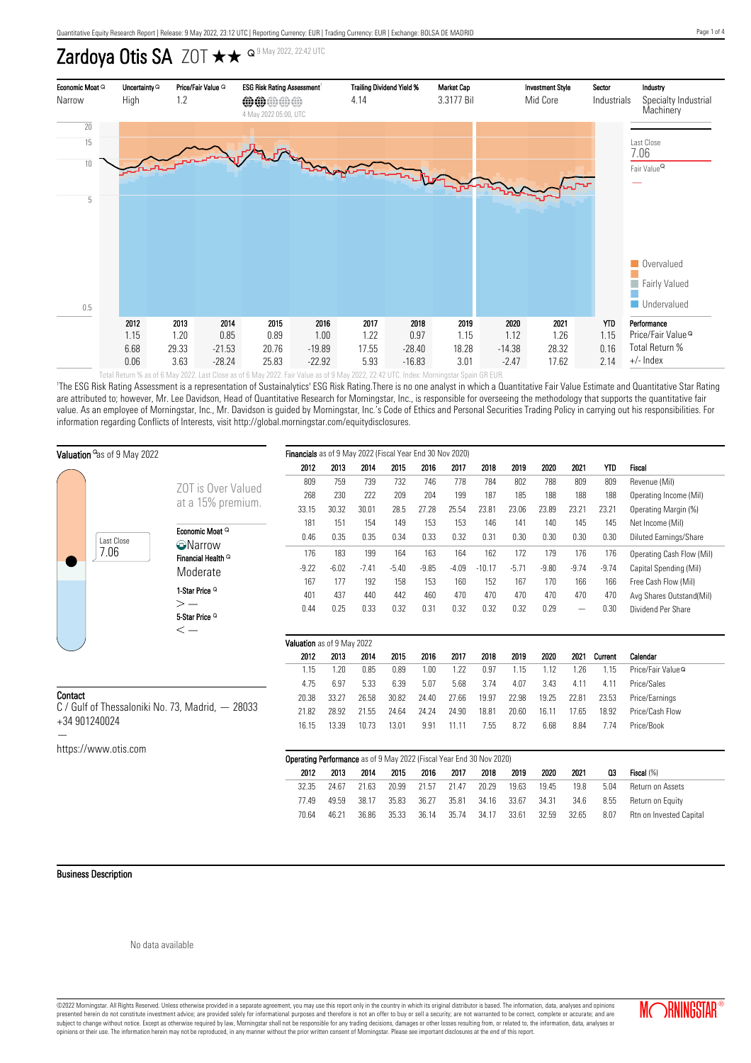# Zardoya Otis SA ZOT ★★ 9 May 2022, 22:42 UTC

| Economic Moat | Uncertainty | Price/Fair Value | ESG Risk Rating Assessment[1] | Trailing Dividend Yield % | Market Cap | Investment Style | Sector | Industry |
|---|---|---|---|---|---|---|---|---|
| Narrow | High | 1.2 | 4 May 2022 05:00, UTC | 4.14 | 3.3177 Bil | Mid Core | Industrials | Specialty Industrial Machinery |

Last Close: 7.06

Fair Value: —

Overvalued / Fairly Valued / Undervalued

| | 2012 | 2013 | 2014 | 2015 | 2016 | 2017 | 2018 | 2019 | 2020 | 2021 | YTD | Performance |
|---|---|---|---|---|---|---|---|---|---|---|---|---|
| | 1.15 | 1.20 | 0.85 | 0.89 | 1.00 | 1.22 | 0.97 | 1.15 | 1.12 | 1.26 | 1.15 | Price/Fair Value |
| | 6.68 | 29.33 | -21.53 | 20.76 | -19.89 | 17.55 | -28.40 | 18.28 | -14.38 | 28.32 | 0.16 | Total Return % |
| | 0.06 | 3.63 | -28.24 | 25.83 | -22.92 | 5.93 | -16.83 | 3.01 | -2.47 | 17.62 | 2.14 | +/- Index |

Total Return % as of 6 May 2022. Last Close as of 6 May 2022. Fair Value as of 9 May 2022, 22:42 UTC. Index: Morningstar Spain GR EUR.

[1]The ESG Risk Rating Assessment is a representation of Sustainalytics' ESG Risk Rating.There is no one analyst in which a Quantitative Fair Value Estimate and Quantitative Star Rating are attributed to; however, Mr. Lee Davidson, Head of Quantitative Research for Morningstar, Inc., is responsible for overseeing the methodology that supports the quantitative fair value. As an employee of Morningstar, Inc., Mr. Davidson is guided by Morningstar, Inc.'s Code of Ethics and Personal Securities Trading Policy in carrying out his responsibilities. For information regarding Conflicts of Interests, visit http://global.morningstar.com/equitydisclosures.

## Valuation as of 9 May 2022

Last Close 7.06

ZOT is Over Valued at a 15% premium.

**Economic Moat**
Narrow

**Financial Health**
Moderate

**1-Star Price**
> —

**5-Star Price**
< —

## Financials as of 9 May 2022 (Fiscal Year End 30 Nov 2020)

| 2012 | 2013 | 2014 | 2015 | 2016 | 2017 | 2018 | 2019 | 2020 | 2021 | YTD | Fiscal |
|---|---|---|---|---|---|---|---|---|---|---|---|
| 809 | 759 | 739 | 732 | 746 | 778 | 784 | 802 | 788 | 809 | 809 | Revenue (Mil) |
| 268 | 230 | 222 | 209 | 204 | 199 | 187 | 185 | 188 | 188 | 188 | Operating Income (Mil) |
| 33.15 | 30.32 | 30.01 | 28.5 | 27.28 | 25.54 | 23.81 | 23.06 | 23.89 | 23.21 | 23.21 | Operating Margin (%) |
| 181 | 151 | 154 | 149 | 153 | 153 | 146 | 141 | 140 | 145 | 145 | Net Income (Mil) |
| 0.46 | 0.35 | 0.35 | 0.34 | 0.33 | 0.32 | 0.31 | 0.30 | 0.30 | 0.30 | 0.30 | Diluted Earnings/Share |
| 176 | 183 | 199 | 164 | 163 | 164 | 162 | 172 | 179 | 176 | 176 | Operating Cash Flow (Mil) |
| -9.22 | -6.02 | -7.41 | -5.40 | -9.85 | -4.09 | -10.17 | -5.71 | -9.80 | -9.74 | -9.74 | Capital Spending (Mil) |
| 167 | 177 | 192 | 158 | 153 | 160 | 152 | 167 | 170 | 166 | 166 | Free Cash Flow (Mil) |
| 401 | 437 | 440 | 442 | 460 | 470 | 470 | 470 | 470 | 470 | 470 | Avg Shares Outstand(Mil) |
| 0.44 | 0.25 | 0.33 | 0.32 | 0.31 | 0.32 | 0.32 | 0.32 | 0.29 | — | 0.30 | Dividend Per Share |

## Valuation as of 9 May 2022

| 2012 | 2013 | 2014 | 2015 | 2016 | 2017 | 2018 | 2019 | 2020 | 2021 | Current | Calendar |
|---|---|---|---|---|---|---|---|---|---|---|---|
| 1.15 | 1.20 | 0.85 | 0.89 | 1.00 | 1.22 | 0.97 | 1.15 | 1.12 | 1.26 | 1.15 | Price/Fair Value |
| 4.75 | 6.97 | 5.33 | 6.39 | 5.07 | 5.68 | 3.74 | 4.07 | 3.43 | 4.11 | 4.11 | Price/Sales |
| 20.38 | 33.27 | 26.58 | 30.82 | 24.40 | 27.66 | 19.97 | 22.98 | 19.25 | 22.81 | 23.53 | Price/Earnings |
| 21.82 | 28.92 | 21.55 | 24.64 | 24.24 | 24.90 | 18.81 | 20.60 | 16.11 | 17.65 | 18.92 | Price/Cash Flow |
| 16.15 | 13.39 | 10.73 | 13.01 | 9.91 | 11.11 | 7.55 | 8.72 | 6.68 | 8.84 | 7.74 | Price/Book |

## Operating Performance as of 9 May 2022 (Fiscal Year End 30 Nov 2020)

| 2012 | 2013 | 2014 | 2015 | 2016 | 2017 | 2018 | 2019 | 2020 | 2021 | Q3 | Fiscal (%) |
|---|---|---|---|---|---|---|---|---|---|---|---|
| 32.35 | 24.67 | 21.63 | 20.99 | 21.57 | 21.47 | 20.29 | 19.63 | 19.45 | 19.8 | 5.04 | Return on Assets |
| 77.49 | 49.59 | 38.17 | 35.83 | 36.27 | 35.81 | 34.16 | 33.67 | 34.31 | 34.6 | 8.55 | Return on Equity |
| 70.64 | 46.21 | 36.86 | 35.33 | 36.14 | 35.74 | 34.17 | 33.61 | 32.59 | 32.65 | 8.07 | Rtn on Invested Capital |

## Contact

C / Gulf of Thessaloniki No. 73, Madrid, — 28033
+34 901240024
—
https://www.otis.com

## Business Description

No data available

©2022 Morningstar. All Rights Reserved. Unless otherwise provided in a separate agreement, you may use this report only in the country in which its original distributor is based. The information, data, analyses and opinions presented herein do not constitute investment advice; are provided solely for informational purposes and therefore is not an offer to buy or sell a security; are not warranted to be correct, complete or accurate; and are subject to change without notice. Except as otherwise required by law, Morningstar shall not be responsible for any trading decisions, damages or other losses resulting from, or related to, the information, data, analyses or opinions or their use. The information herein may not be reproduced, in any manner without the prior written consent of Morningstar. Please see important disclosures at the end of this report.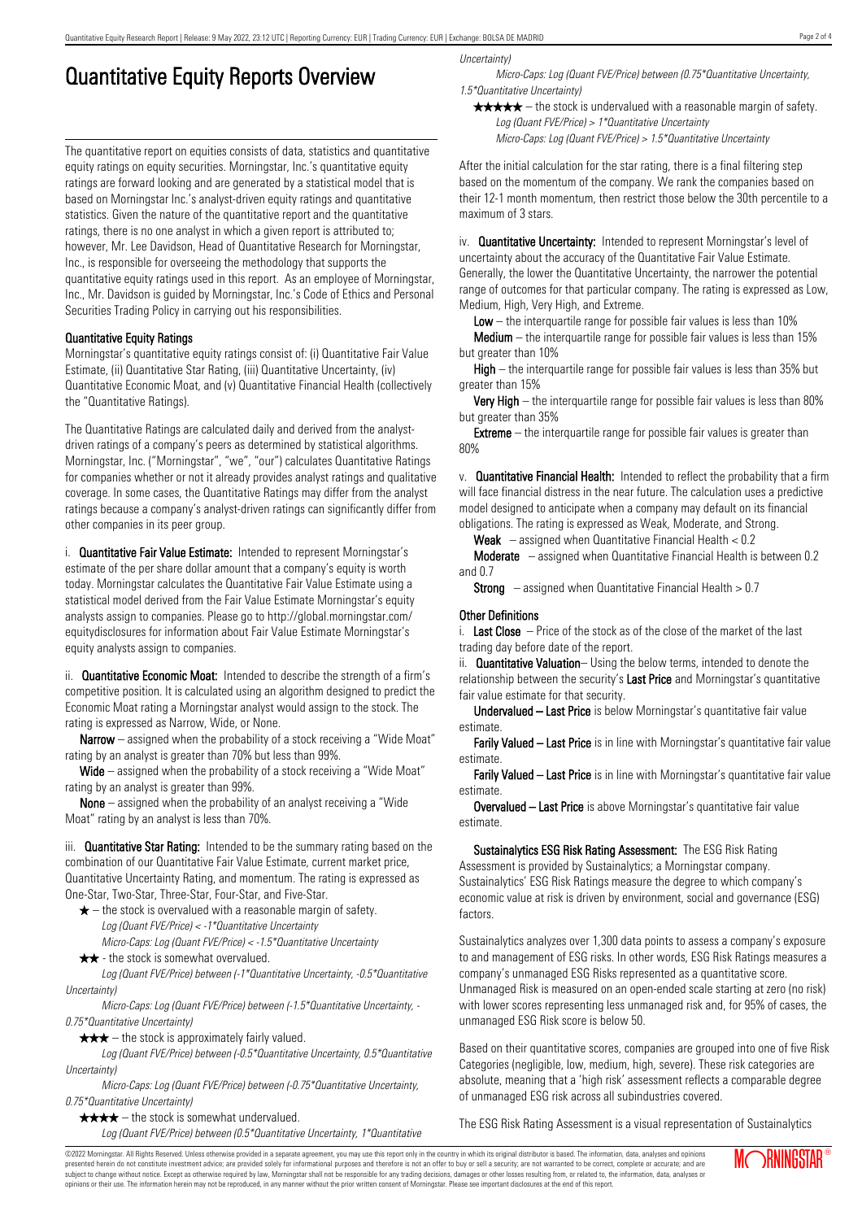# Quantitative Equity Reports Overview

The quantitative report on equities consists of data, statistics and quantitative equity ratings on equity securities. Morningstar, Inc.'s quantitative equity ratings are forward looking and are generated by a statistical model that is based on Morningstar Inc.'s analyst-driven equity ratings and quantitative statistics. Given the nature of the quantitative report and the quantitative ratings, there is no one analyst in which a given report is attributed to; however, Mr. Lee Davidson, Head of Quantitative Research for Morningstar, Inc., is responsible for overseeing the methodology that supports the quantitative equity ratings used in this report. As an employee of Morningstar, Inc., Mr. Davidson is guided by Morningstar, Inc.'s Code of Ethics and Personal Securities Trading Policy in carrying out his responsibilities.

### Quantitative Equity Ratings

Morningstar's quantitative equity ratings consist of: (i) Quantitative Fair Value Estimate, (ii) Quantitative Star Rating, (iii) Quantitative Uncertainty, (iv) Quantitative Economic Moat, and (v) Quantitative Financial Health (collectively the "Quantitative Ratings).

The Quantitative Ratings are calculated daily and derived from the analyst-driven ratings of a company's peers as determined by statistical algorithms. Morningstar, Inc. ("Morningstar", "we", "our") calculates Quantitative Ratings for companies whether or not it already provides analyst ratings and qualitative coverage. In some cases, the Quantitative Ratings may differ from the analyst ratings because a company's analyst-driven ratings can significantly differ from other companies in its peer group.

i. **Quantitative Fair Value Estimate:** Intended to represent Morningstar's estimate of the per share dollar amount that a company's equity is worth today. Morningstar calculates the Quantitative Fair Value Estimate using a statistical model derived from the Fair Value Estimate Morningstar's equity analysts assign to companies. Please go to http://global.morningstar.com/equitydisclosures for information about Fair Value Estimate Morningstar's equity analysts assign to companies.

ii. **Quantitative Economic Moat:** Intended to describe the strength of a firm's competitive position. It is calculated using an algorithm designed to predict the Economic Moat rating a Morningstar analyst would assign to the stock. The rating is expressed as Narrow, Wide, or None.

**Narrow** – assigned when the probability of a stock receiving a "Wide Moat" rating by an analyst is greater than 70% but less than 99%.

**Wide** – assigned when the probability of a stock receiving a "Wide Moat" rating by an analyst is greater than 99%.

**None** – assigned when the probability of an analyst receiving a "Wide Moat" rating by an analyst is less than 70%.

iii. **Quantitative Star Rating:** Intended to be the summary rating based on the combination of our Quantitative Fair Value Estimate, current market price, Quantitative Uncertainty Rating, and momentum. The rating is expressed as One-Star, Two-Star, Three-Star, Four-Star, and Five-Star.

★ – the stock is overvalued with a reasonable margin of safety.
*Log (Quant FVE/Price) < -1\*Quantitative Uncertainty*
*Micro-Caps: Log (Quant FVE/Price) < -1.5\*Quantitative Uncertainty*

★★ - the stock is somewhat overvalued.
*Log (Quant FVE/Price) between (-1\*Quantitative Uncertainty, -0.5\*Quantitative Uncertainty)*
*Micro-Caps: Log (Quant FVE/Price) between (-1.5\*Quantitative Uncertainty, -0.75\*Quantitative Uncertainty)*

★★★ – the stock is approximately fairly valued.
*Log (Quant FVE/Price) between (-0.5\*Quantitative Uncertainty, 0.5\*Quantitative Uncertainty)*
*Micro-Caps: Log (Quant FVE/Price) between (-0.75\*Quantitative Uncertainty, 0.75\*Quantitative Uncertainty)*

★★★★ – the stock is somewhat undervalued.
*Log (Quant FVE/Price) between (0.5\*Quantitative Uncertainty, 1\*Quantitative Uncertainty)*
*Micro-Caps: Log (Quant FVE/Price) between (0.75\*Quantitative Uncertainty, 1.5\*Quantitative Uncertainty)*

★★★★★ – the stock is undervalued with a reasonable margin of safety.
*Log (Quant FVE/Price) > 1\*Quantitative Uncertainty*
*Micro-Caps: Log (Quant FVE/Price) > 1.5\*Quantitative Uncertainty*

After the initial calculation for the star rating, there is a final filtering step based on the momentum of the company. We rank the companies based on their 12-1 month momentum, then restrict those below the 30th percentile to a maximum of 3 stars.

iv. **Quantitative Uncertainty:** Intended to represent Morningstar's level of uncertainty about the accuracy of the Quantitative Fair Value Estimate. Generally, the lower the Quantitative Uncertainty, the narrower the potential range of outcomes for that particular company. The rating is expressed as Low, Medium, High, Very High, and Extreme.

**Low** – the interquartile range for possible fair values is less than 10%

**Medium** – the interquartile range for possible fair values is less than 15% but greater than 10%

**High** – the interquartile range for possible fair values is less than 35% but greater than 15%

**Very High** – the interquartile range for possible fair values is less than 80% but greater than 35%

**Extreme** – the interquartile range for possible fair values is greater than 80%

v. **Quantitative Financial Health:** Intended to reflect the probability that a firm will face financial distress in the near future. The calculation uses a predictive model designed to anticipate when a company may default on its financial obligations. The rating is expressed as Weak, Moderate, and Strong.

**Weak** – assigned when Quantitative Financial Health < 0.2

**Moderate** – assigned when Quantitative Financial Health is between 0.2 and 0.7

**Strong** – assigned when Quantitative Financial Health > 0.7

### Other Definitions

i. **Last Close** – Price of the stock as of the close of the market of the last trading day before date of the report.

ii. **Quantitative Valuation**– Using the below terms, intended to denote the relationship between the security's **Last Price** and Morningstar's quantitative fair value estimate for that security.

**Undervalued – Last Price** is below Morningstar's quantitative fair value estimate.

**Farily Valued – Last Price** is in line with Morningstar's quantitative fair value estimate.

**Farily Valued – Last Price** is in line with Morningstar's quantitative fair value estimate.

**Overvalued – Last Price** is above Morningstar's quantitative fair value estimate.

**Sustainalytics ESG Risk Rating Assessment:** The ESG Risk Rating Assessment is provided by Sustainalytics; a Morningstar company. Sustainalytics' ESG Risk Ratings measure the degree to which company's economic value at risk is driven by environment, social and governance (ESG) factors.

Sustainalytics analyzes over 1,300 data points to assess a company's exposure to and management of ESG risks. In other words, ESG Risk Ratings measures a company's unmanaged ESG Risks represented as a quantitative score. Unmanaged Risk is measured on an open-ended scale starting at zero (no risk) with lower scores representing less unmanaged risk and, for 95% of cases, the unmanaged ESG Risk score is below 50.

Based on their quantitative scores, companies are grouped into one of five Risk Categories (negligible, low, medium, high, severe). These risk categories are absolute, meaning that a 'high risk' assessment reflects a comparable degree of unmanaged ESG risk across all subindustries covered.

The ESG Risk Rating Assessment is a visual representation of Sustainalytics

©2022 Morningstar. All Rights Reserved. Unless otherwise provided in a separate agreement, you may use this report only in the country in which its original distributor is based. The information, data, analyses and opinions presented herein do not constitute investment advice; are provided solely for informational purposes and therefore is not an offer to buy or sell a security; and are not warranted to be correct, complete or accurate; and are subject to change without notice. Except as otherwise required by law, Morningstar shall not be responsible for any trading decisions, damages or other losses resulting from, or related to, the information, data, analyses or opinions or their use. The information herein may not be reproduced, in any manner without the prior written consent of Morningstar. Please see important disclosures at the end of this report.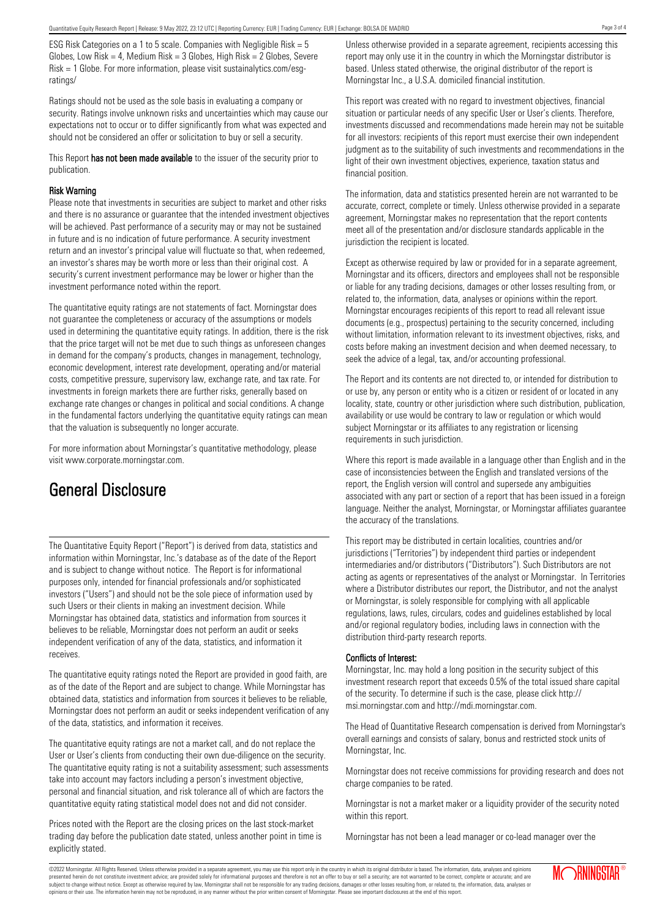ESG Risk Categories on a 1 to 5 scale. Companies with Negligible Risk = 5 Globes, Low Risk = 4, Medium Risk = 3 Globes, High Risk = 2 Globes, Severe Risk = 1 Globe. For more information, please visit sustainalytics.com/esg-ratings/

Ratings should not be used as the sole basis in evaluating a company or security. Ratings involve unknown risks and uncertainties which may cause our expectations not to occur or to differ significantly from what was expected and should not be considered an offer or solicitation to buy or sell a security.

This Report **has not been made available** to the issuer of the security prior to publication.

### Risk Warning

Please note that investments in securities are subject to market and other risks and there is no assurance or guarantee that the intended investment objectives will be achieved. Past performance of a security may or may not be sustained in future and is no indication of future performance. A security investment return and an investor's principal value will fluctuate so that, when redeemed, an investor's shares may be worth more or less than their original cost. A security's current investment performance may be lower or higher than the investment performance noted within the report.

The quantitative equity ratings are not statements of fact. Morningstar does not guarantee the completeness or accuracy of the assumptions or models used in determining the quantitative equity ratings. In addition, there is the risk that the price target will not be met due to such things as unforeseen changes in demand for the company's products, changes in management, technology, economic development, interest rate development, operating and/or material costs, competitive pressure, supervisory law, exchange rate, and tax rate. For investments in foreign markets there are further risks, generally based on exchange rate changes or changes in political and social conditions. A change in the fundamental factors underlying the quantitative equity ratings can mean that the valuation is subsequently no longer accurate.

For more information about Morningstar's quantitative methodology, please visit www.corporate.morningstar.com.

## General Disclosure

The Quantitative Equity Report ("Report") is derived from data, statistics and information within Morningstar, Inc.'s database as of the date of the Report and is subject to change without notice. The Report is for informational purposes only, intended for financial professionals and/or sophisticated investors ("Users") and should not be the sole piece of information used by such Users or their clients in making an investment decision. While Morningstar has obtained data, statistics and information from sources it believes to be reliable, Morningstar does not perform an audit or seeks independent verification of any of the data, statistics, and information it receives.

The quantitative equity ratings noted the Report are provided in good faith, are as of the date of the Report and are subject to change. While Morningstar has obtained data, statistics and information from sources it believes to be reliable, Morningstar does not perform an audit or seeks independent verification of any of the data, statistics, and information it receives.

The quantitative equity ratings are not a market call, and do not replace the User or User's clients from conducting their own due-diligence on the security. The quantitative equity rating is not a suitability assessment; such assessments take into account may factors including a person's investment objective, personal and financial situation, and risk tolerance all of which are factors the quantitative equity rating statistical model does not and did not consider.

Prices noted with the Report are the closing prices on the last stock-market trading day before the publication date stated, unless another point in time is explicitly stated.

Unless otherwise provided in a separate agreement, recipients accessing this report may only use it in the country in which the Morningstar distributor is based. Unless stated otherwise, the original distributor of the report is Morningstar Inc., a U.S.A. domiciled financial institution.

This report was created with no regard to investment objectives, financial situation or particular needs of any specific User or User's clients. Therefore, investments discussed and recommendations made herein may not be suitable for all investors: recipients of this report must exercise their own independent judgment as to the suitability of such investments and recommendations in the light of their own investment objectives, experience, taxation status and financial position.

The information, data and statistics presented herein are not warranted to be accurate, correct, complete or timely. Unless otherwise provided in a separate agreement, Morningstar makes no representation that the report contents meet all of the presentation and/or disclosure standards applicable in the jurisdiction the recipient is located.

Except as otherwise required by law or provided for in a separate agreement, Morningstar and its officers, directors and employees shall not be responsible or liable for any trading decisions, damages or other losses resulting from, or related to, the information, data, analyses or opinions within the report. Morningstar encourages recipients of this report to read all relevant issue documents (e.g., prospectus) pertaining to the security concerned, including without limitation, information relevant to its investment objectives, risks, and costs before making an investment decision and when deemed necessary, to seek the advice of a legal, tax, and/or accounting professional.

The Report and its contents are not directed to, or intended for distribution to or use by, any person or entity who is a citizen or resident of or located in any locality, state, country or other jurisdiction where such distribution, publication, availability or use would be contrary to law or regulation or which would subject Morningstar or its affiliates to any registration or licensing requirements in such jurisdiction.

Where this report is made available in a language other than English and in the case of inconsistencies between the English and translated versions of the report, the English version will control and supersede any ambiguities associated with any part or section of a report that has been issued in a foreign language. Neither the analyst, Morningstar, or Morningstar affiliates guarantee the accuracy of the translations.

This report may be distributed in certain localities, countries and/or jurisdictions ("Territories") by independent third parties or independent intermediaries and/or distributors ("Distributors"). Such Distributors are not acting as agents or representatives of the analyst or Morningstar. In Territories where a Distributor distributes our report, the Distributor, and not the analyst or Morningstar, is solely responsible for complying with all applicable regulations, laws, rules, circulars, codes and guidelines established by local and/or regional regulatory bodies, including laws in connection with the distribution third-party research reports.

### Conflicts of Interest:

Morningstar, Inc. may hold a long position in the security subject of this investment research report that exceeds 0.5% of the total issued share capital of the security. To determine if such is the case, please click http://msi.morningstar.com and http://mdi.morningstar.com.

The Head of Quantitative Research compensation is derived from Morningstar's overall earnings and consists of salary, bonus and restricted stock units of Morningstar, Inc.

Morningstar does not receive commissions for providing research and does not charge companies to be rated.

Morningstar is not a market maker or a liquidity provider of the security noted within this report.

Morningstar has not been a lead manager or co-lead manager over the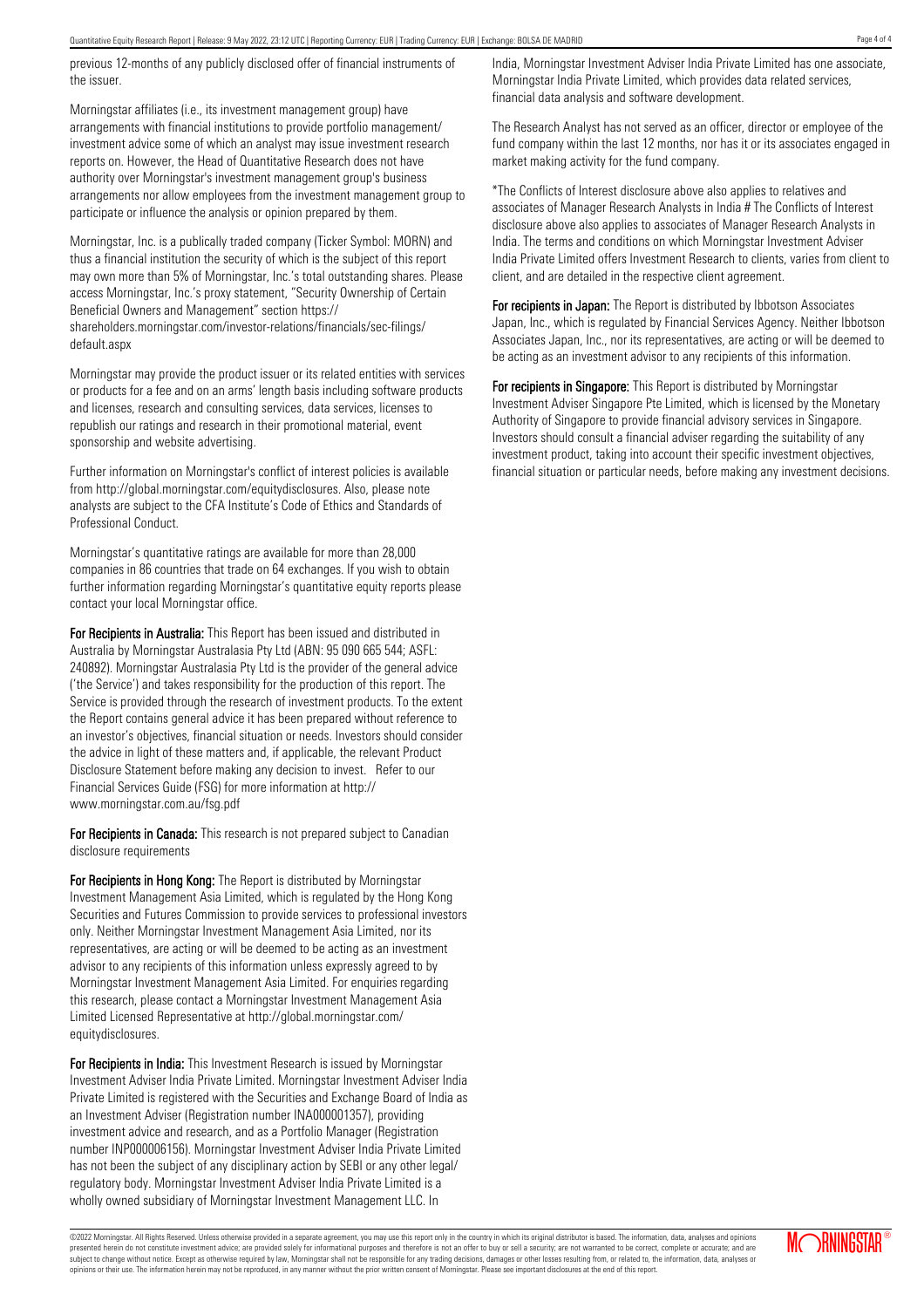previous 12-months of any publicly disclosed offer of financial instruments of the issuer.

Morningstar affiliates (i.e., its investment management group) have arrangements with financial institutions to provide portfolio management/ investment advice some of which an analyst may issue investment research reports on. However, the Head of Quantitative Research does not have authority over Morningstar's investment management group's business arrangements nor allow employees from the investment management group to participate or influence the analysis or opinion prepared by them.

Morningstar, Inc. is a publically traded company (Ticker Symbol: MORN) and thus a financial institution the security of which is the subject of this report may own more than 5% of Morningstar, Inc.'s total outstanding shares. Please access Morningstar, Inc.'s proxy statement, "Security Ownership of Certain Beneficial Owners and Management" section https://shareholders.morningstar.com/investor-relations/financials/sec-filings/default.aspx

Morningstar may provide the product issuer or its related entities with services or products for a fee and on an arms' length basis including software products and licenses, research and consulting services, data services, licenses to republish our ratings and research in their promotional material, event sponsorship and website advertising.

Further information on Morningstar's conflict of interest policies is available from http://global.morningstar.com/equitydisclosures. Also, please note analysts are subject to the CFA Institute's Code of Ethics and Standards of Professional Conduct.

Morningstar's quantitative ratings are available for more than 28,000 companies in 86 countries that trade on 64 exchanges. If you wish to obtain further information regarding Morningstar's quantitative equity reports please contact your local Morningstar office.

**For Recipients in Australia:** This Report has been issued and distributed in Australia by Morningstar Australasia Pty Ltd (ABN: 95 090 665 544; ASFL: 240892). Morningstar Australasia Pty Ltd is the provider of the general advice ('the Service') and takes responsibility for the production of this report. The Service is provided through the research of investment products. To the extent the Report contains general advice it has been prepared without reference to an investor's objectives, financial situation or needs. Investors should consider the advice in light of these matters and, if applicable, the relevant Product Disclosure Statement before making any decision to invest. Refer to our Financial Services Guide (FSG) for more information at http://www.morningstar.com.au/fsg.pdf

**For Recipients in Canada:** This research is not prepared subject to Canadian disclosure requirements

**For Recipients in Hong Kong:** The Report is distributed by Morningstar Investment Management Asia Limited, which is regulated by the Hong Kong Securities and Futures Commission to provide services to professional investors only. Neither Morningstar Investment Management Asia Limited, nor its representatives, are acting or will be deemed to be acting as an investment advisor to any recipients of this information unless expressly agreed to by Morningstar Investment Management Asia Limited. For enquiries regarding this research, please contact a Morningstar Investment Management Asia Limited Licensed Representative at http://global.morningstar.com/equitydisclosures.

**For Recipients in India:** This Investment Research is issued by Morningstar Investment Adviser India Private Limited. Morningstar Investment Adviser India Private Limited is registered with the Securities and Exchange Board of India as an Investment Adviser (Registration number INA000001357), providing investment advice and research, and as a Portfolio Manager (Registration number INP000006156). Morningstar Investment Adviser India Private Limited has not been the subject of any disciplinary action by SEBI or any other legal/ regulatory body. Morningstar Investment Adviser India Private Limited is a wholly owned subsidiary of Morningstar Investment Management LLC. In India, Morningstar Investment Adviser India Private Limited has one associate, Morningstar India Private Limited, which provides data related services, financial data analysis and software development.

The Research Analyst has not served as an officer, director or employee of the fund company within the last 12 months, nor has it or its associates engaged in market making activity for the fund company.

*The Conflicts of Interest disclosure above also applies to relatives and associates of Manager Research Analysts in India # The Conflicts of Interest disclosure above also applies to associates of Manager Research Analysts in India. The terms and conditions on which Morningstar Investment Adviser India Private Limited offers Investment Research to clients, varies from client to client, and are detailed in the respective client agreement.

**For recipients in Japan:** The Report is distributed by Ibbotson Associates Japan, Inc., which is regulated by Financial Services Agency. Neither Ibbotson Associates Japan, Inc., nor its representatives, are acting or will be deemed to be acting as an investment advisor to any recipients of this information.

**For recipients in Singapore:** This Report is distributed by Morningstar Investment Adviser Singapore Pte Limited, which is licensed by the Monetary Authority of Singapore to provide financial advisory services in Singapore. Investors should consult a financial adviser regarding the suitability of any investment product, taking into account their specific investment objectives, financial situation or particular needs, before making any investment decisions.